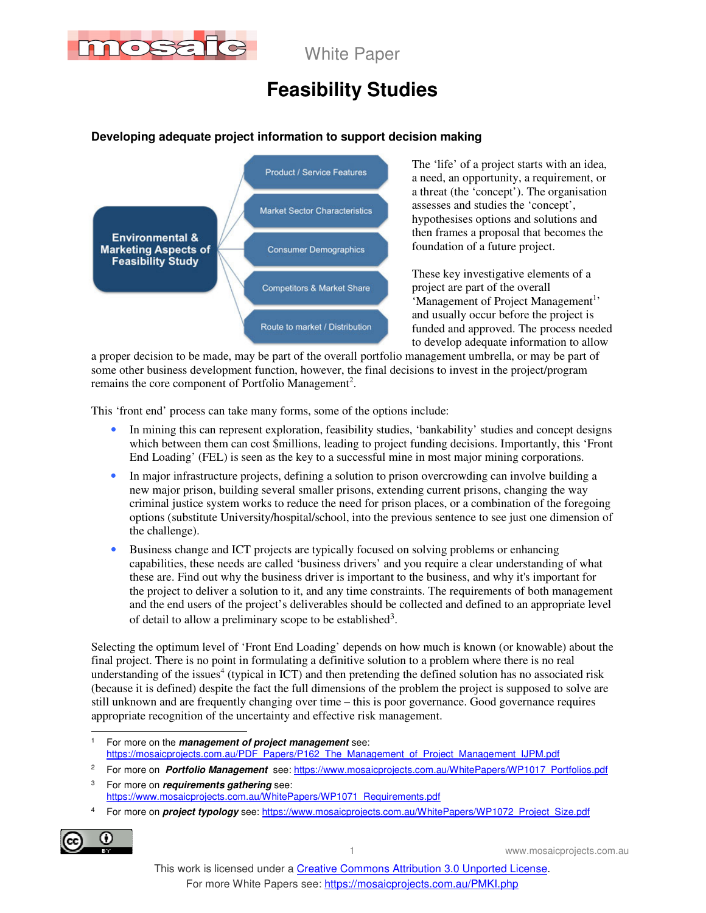White Paper

# Feasibility Studies

## Developing adequate project information to support decision making

Environmental & Marketing Aspects of Feasibility Study

- Product / Service Features
- Market Sector Characteristics
- Consumer Demographics
- Competitors & Market Share
- Route to market / Distribution

The 'life' of a project starts with an idea, a need, an opportunity, a requirement, or a threat (the 'concept'). The organisation assesses and studies the 'concept', hypothesises options and solutions and then frames a proposal that becomes the foundation of a future project.

These key investigative elements of a project are part of the overall 'Management of Project Management[1]' and usually occur before the project is funded and approved. The process needed to develop adequate information to allow a proper decision to be made, may be part of the overall portfolio management umbrella, or may be part of some other business development function, however, the final decisions to invest in the project/program remains the core component of Portfolio Management[2].

This 'front end' process can take many forms, some of the options include:

- In mining this can represent exploration, feasibility studies, 'bankability' studies and concept designs which between them can cost $millions, leading to project funding decisions. Importantly, this 'Front End Loading' (FEL) is seen as the key to a successful mine in most major mining corporations.
- In major infrastructure projects, defining a solution to prison overcrowding can involve building a new major prison, building several smaller prisons, extending current prisons, changing the way criminal justice system works to reduce the need for prison places, or a combination of the foregoing options (substitute University/hospital/school, into the previous sentence to see just one dimension of the challenge).
- Business change and ICT projects are typically focused on solving problems or enhancing capabilities, these needs are called 'business drivers' and you require a clear understanding of what these are. Find out why the business driver is important to the business, and why it's important for the project to deliver a solution to it, and any time constraints. The requirements of both management and the end users of the project's deliverables should be collected and defined to an appropriate level of detail to allow a preliminary scope to be established[3].

Selecting the optimum level of 'Front End Loading' depends on how much is known (or knowable) about the final project. There is no point in formulating a definitive solution to a problem where there is no real understanding of the issues[4] (typical in ICT) and then pretending the defined solution has no associated risk (because it is defined) despite the fact the full dimensions of the problem the project is supposed to solve are still unknown and are frequently changing over time – this is poor governance. Good governance requires appropriate recognition of the uncertainty and effective risk management.

---

1 For more on the ***management of project management*** see: https://mosaicprojects.com.au/PDF_Papers/P162_The_Management_of_Project_Management_IJPM.pdf

2 For more on ***Portfolio Management*** see: https://www.mosaicprojects.com.au/WhitePapers/WP1017_Portfolios.pdf

3 For more on ***requirements gathering*** see: https://www.mosaicprojects.com.au/WhitePapers/WP1071_Requirements.pdf

4 For more on ***project typology*** see: https://www.mosaicprojects.com.au/WhitePapers/WP1072_Project_Size.pdf

This work is licensed under a Creative Commons Attribution 3.0 Unported License.
For more White Papers see: https://mosaicprojects.com.au/PMKI.php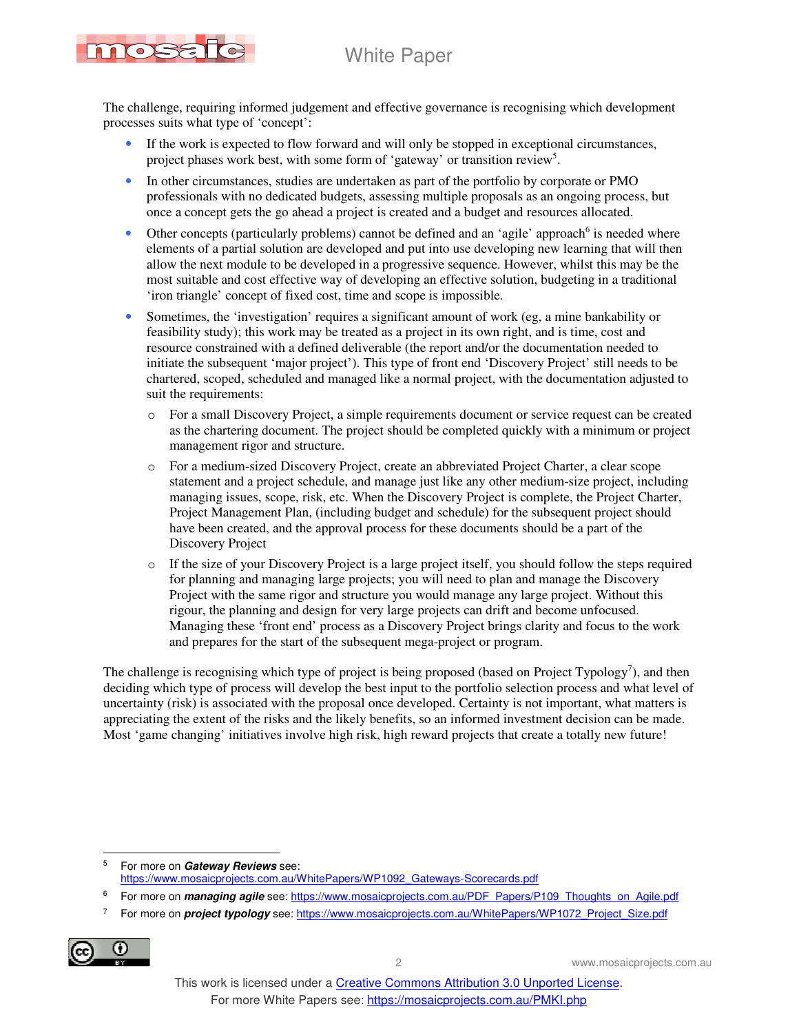The challenge, requiring informed judgement and effective governance is recognising which development processes suits what type of 'concept':

- If the work is expected to flow forward and will only be stopped in exceptional circumstances, project phases work best, with some form of 'gateway' or transition review[5].
- In other circumstances, studies are undertaken as part of the portfolio by corporate or PMO professionals with no dedicated budgets, assessing multiple proposals as an ongoing process, but once a concept gets the go ahead a project is created and a budget and resources allocated.
- Other concepts (particularly problems) cannot be defined and an 'agile' approach[6] is needed where elements of a partial solution are developed and put into use developing new learning that will then allow the next module to be developed in a progressive sequence. However, whilst this may be the most suitable and cost effective way of developing an effective solution, budgeting in a traditional 'iron triangle' concept of fixed cost, time and scope is impossible.
- Sometimes, the 'investigation' requires a significant amount of work (eg, a mine bankability or feasibility study); this work may be treated as a project in its own right, and is time, cost and resource constrained with a defined deliverable (the report and/or the documentation needed to initiate the subsequent 'major project'). This type of front end 'Discovery Project' still needs to be chartered, scoped, scheduled and managed like a normal project, with the documentation adjusted to suit the requirements:
  - For a small Discovery Project, a simple requirements document or service request can be created as the chartering document. The project should be completed quickly with a minimum or project management rigor and structure.
  - For a medium-sized Discovery Project, create an abbreviated Project Charter, a clear scope statement and a project schedule, and manage just like any other medium-size project, including managing issues, scope, risk, etc. When the Discovery Project is complete, the Project Charter, Project Management Plan, (including budget and schedule) for the subsequent project should have been created, and the approval process for these documents should be a part of the Discovery Project
  - If the size of your Discovery Project is a large project itself, you should follow the steps required for planning and managing large projects; you will need to plan and manage the Discovery Project with the same rigor and structure you would manage any large project. Without this rigour, the planning and design for very large projects can drift and become unfocused. Managing these 'front end' process as a Discovery Project brings clarity and focus to the work and prepares for the start of the subsequent mega-project or program.

The challenge is recognising which type of project is being proposed (based on Project Typology[7]), and then deciding which type of process will develop the best input to the portfolio selection process and what level of uncertainty (risk) is associated with the proposal once developed. Certainty is not important, what matters is appreciating the extent of the risks and the likely benefits, so an informed investment decision can be made. Most 'game changing' initiatives involve high risk, high reward projects that create a totally new future!

---

[5] For more on ***Gateway Reviews*** see: https://www.mosaicprojects.com.au/WhitePapers/WP1092_Gateways-Scorecards.pdf

[6] For more on ***managing agile*** see: https://www.mosaicprojects.com.au/PDF_Papers/P109_Thoughts_on_Agile.pdf

[7] For more on ***project typology*** see: https://www.mosaicprojects.com.au/WhitePapers/WP1072_Project_Size.pdf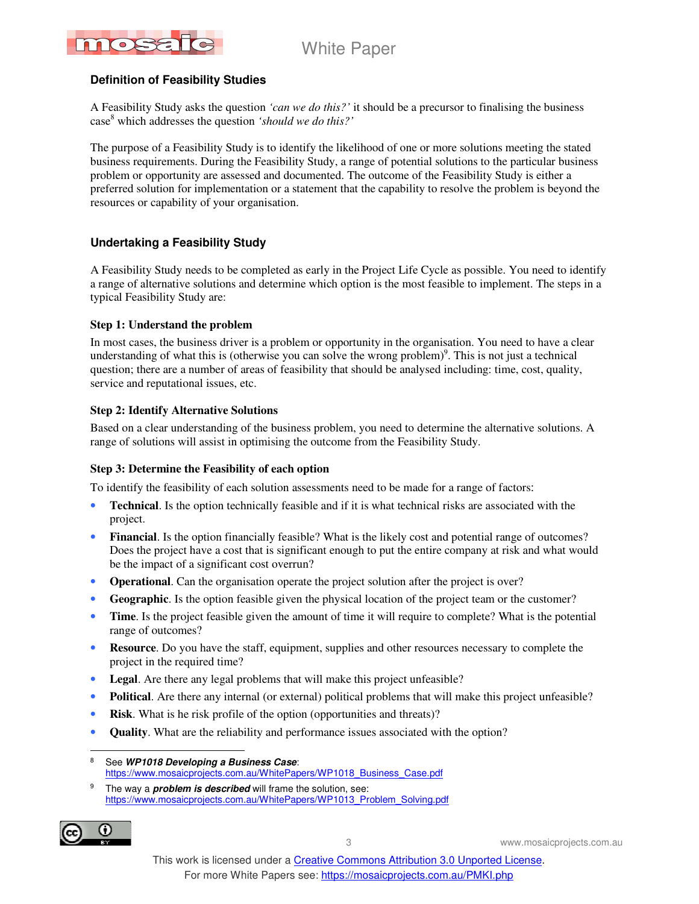## Definition of Feasibility Studies

A Feasibility Study asks the question *'can we do this?'* it should be a precursor to finalising the business case[8] which addresses the question *'should we do this?'*

The purpose of a Feasibility Study is to identify the likelihood of one or more solutions meeting the stated business requirements. During the Feasibility Study, a range of potential solutions to the particular business problem or opportunity are assessed and documented. The outcome of the Feasibility Study is either a preferred solution for implementation or a statement that the capability to resolve the problem is beyond the resources or capability of your organisation.

## Undertaking a Feasibility Study

A Feasibility Study needs to be completed as early in the Project Life Cycle as possible. You need to identify a range of alternative solutions and determine which option is the most feasible to implement. The steps in a typical Feasibility Study are:

### Step 1: Understand the problem

In most cases, the business driver is a problem or opportunity in the organisation. You need to have a clear understanding of what this is (otherwise you can solve the wrong problem)[9]. This is not just a technical question; there are a number of areas of feasibility that should be analysed including: time, cost, quality, service and reputational issues, etc.

### Step 2: Identify Alternative Solutions

Based on a clear understanding of the business problem, you need to determine the alternative solutions. A range of solutions will assist in optimising the outcome from the Feasibility Study.

### Step 3: Determine the Feasibility of each option

To identify the feasibility of each solution assessments need to be made for a range of factors:

- **Technical**. Is the option technically feasible and if it is what technical risks are associated with the project.
- **Financial**. Is the option financially feasible? What is the likely cost and potential range of outcomes? Does the project have a cost that is significant enough to put the entire company at risk and what would be the impact of a significant cost overrun?
- **Operational**. Can the organisation operate the project solution after the project is over?
- **Geographic**. Is the option feasible given the physical location of the project team or the customer?
- **Time**. Is the project feasible given the amount of time it will require to complete? What is the potential range of outcomes?
- **Resource**. Do you have the staff, equipment, supplies and other resources necessary to complete the project in the required time?
- **Legal**. Are there any legal problems that will make this project unfeasible?
- **Political**. Are there any internal (or external) political problems that will make this project unfeasible?
- **Risk**. What is he risk profile of the option (opportunities and threats)?
- **Quality**. What are the reliability and performance issues associated with the option?

---

[8] See ***WP1018 Developing a Business Case***: https://www.mosaicprojects.com.au/WhitePapers/WP1018_Business_Case.pdf

[9] The way a ***problem is described*** will frame the solution, see: https://www.mosaicprojects.com.au/WhitePapers/WP1013_Problem_Solving.pdf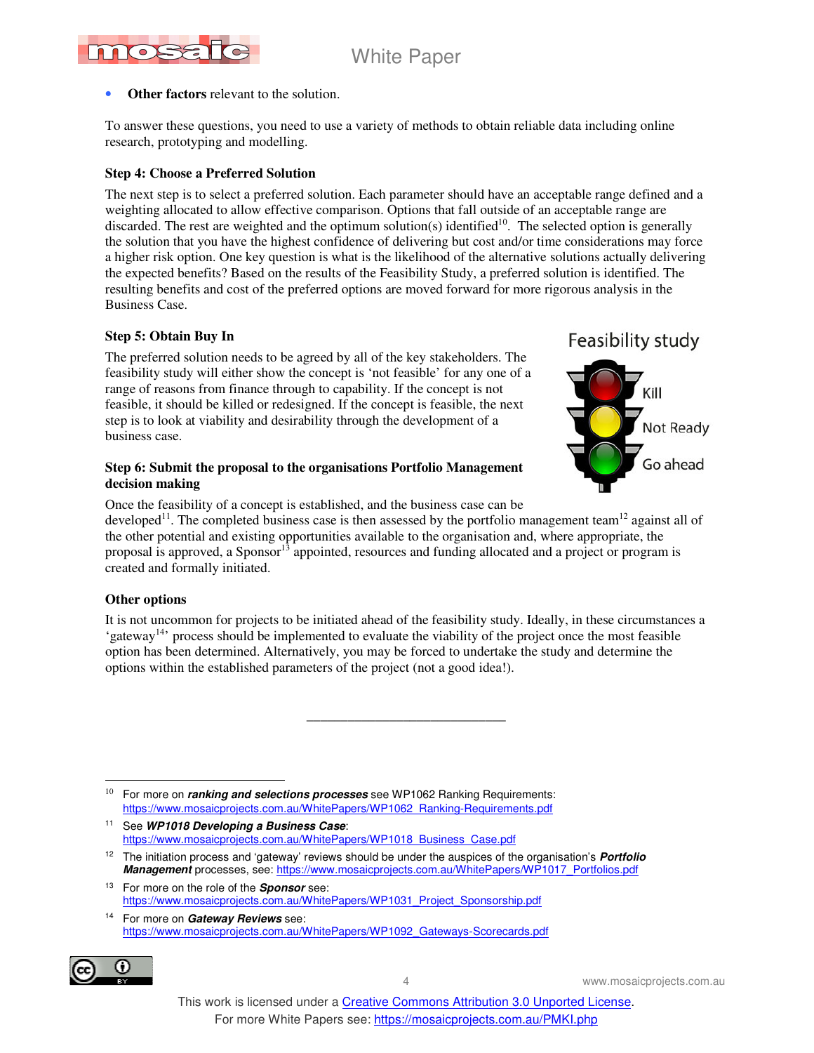- **Other factors** relevant to the solution.

To answer these questions, you need to use a variety of methods to obtain reliable data including online research, prototyping and modelling.

### Step 4: Choose a Preferred Solution

The next step is to select a preferred solution. Each parameter should have an acceptable range defined and a weighting allocated to allow effective comparison. Options that fall outside of an acceptable range are discarded. The rest are weighted and the optimum solution(s) identified[10]. The selected option is generally the solution that you have the highest confidence of delivering but cost and/or time considerations may force a higher risk option. One key question is what is the likelihood of the alternative solutions actually delivering the expected benefits? Based on the results of the Feasibility Study, a preferred solution is identified. The resulting benefits and cost of the preferred options are moved forward for more rigorous analysis in the Business Case.

### Step 5: Obtain Buy In

The preferred solution needs to be agreed by all of the key stakeholders. The feasibility study will either show the concept is 'not feasible' for any one of a range of reasons from finance through to capability. If the concept is not feasible, it should be killed or redesigned. If the concept is feasible, the next step is to look at viability and desirability through the development of a business case.

Feasibility study

Kill

Not Ready

Go ahead

### Step 6: Submit the proposal to the organisations Portfolio Management decision making

Once the feasibility of a concept is established, and the business case can be developed[11]. The completed business case is then assessed by the portfolio management team[12] against all of the other potential and existing opportunities available to the organisation and, where appropriate, the proposal is approved, a Sponsor[13] appointed, resources and funding allocated and a project or program is created and formally initiated.

### Other options

It is not uncommon for projects to be initiated ahead of the feasibility study. Ideally, in these circumstances a 'gateway[14]' process should be implemented to evaluate the viability of the project once the most feasible option has been determined. Alternatively, you may be forced to undertake the study and determine the options within the established parameters of the project (not a good idea!).

---

[10] For more on ***ranking and selections processes*** see WP1062 Ranking Requirements: https://www.mosaicprojects.com.au/WhitePapers/WP1062_Ranking-Requirements.pdf

[11] See ***WP1018 Developing a Business Case***: https://www.mosaicprojects.com.au/WhitePapers/WP1018_Business_Case.pdf

[12] The initiation process and 'gateway' reviews should be under the auspices of the organisation's ***Portfolio Management*** processes, see: https://www.mosaicprojects.com.au/WhitePapers/WP1017_Portfolios.pdf

[13] For more on the role of the ***Sponsor*** see: https://www.mosaicprojects.com.au/WhitePapers/WP1031_Project_Sponsorship.pdf

[14] For more on ***Gateway Reviews*** see: https://www.mosaicprojects.com.au/WhitePapers/WP1092_Gateways-Scorecards.pdf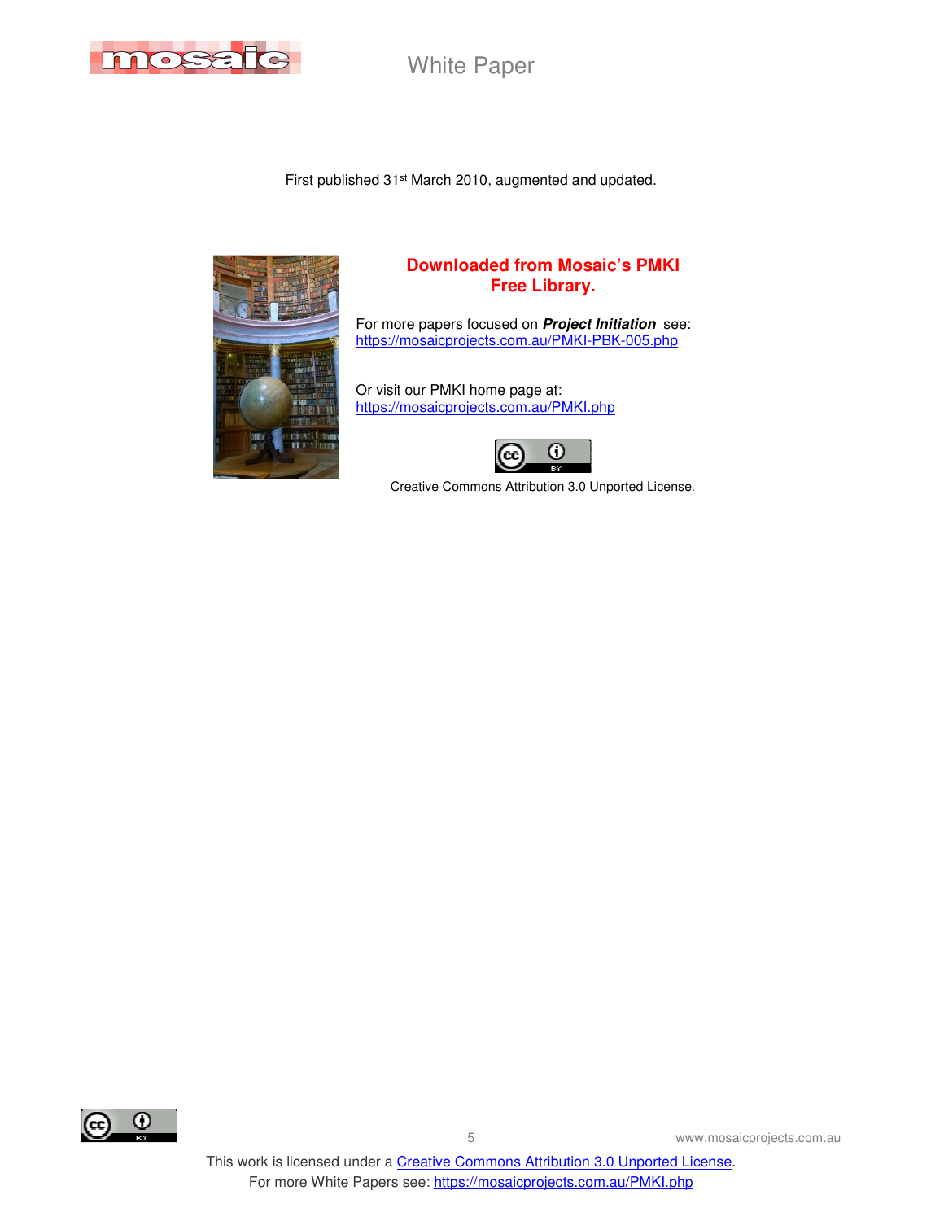First published 31st March 2010, augmented and updated.

**Downloaded from Mosaic's PMKI Free Library.**

For more papers focused on ***Project Initiation*** see:
https://mosaicprojects.com.au/PMKI-PBK-005.php

Or visit our PMKI home page at:
https://mosaicprojects.com.au/PMKI.php

Creative Commons Attribution 3.0 Unported License.